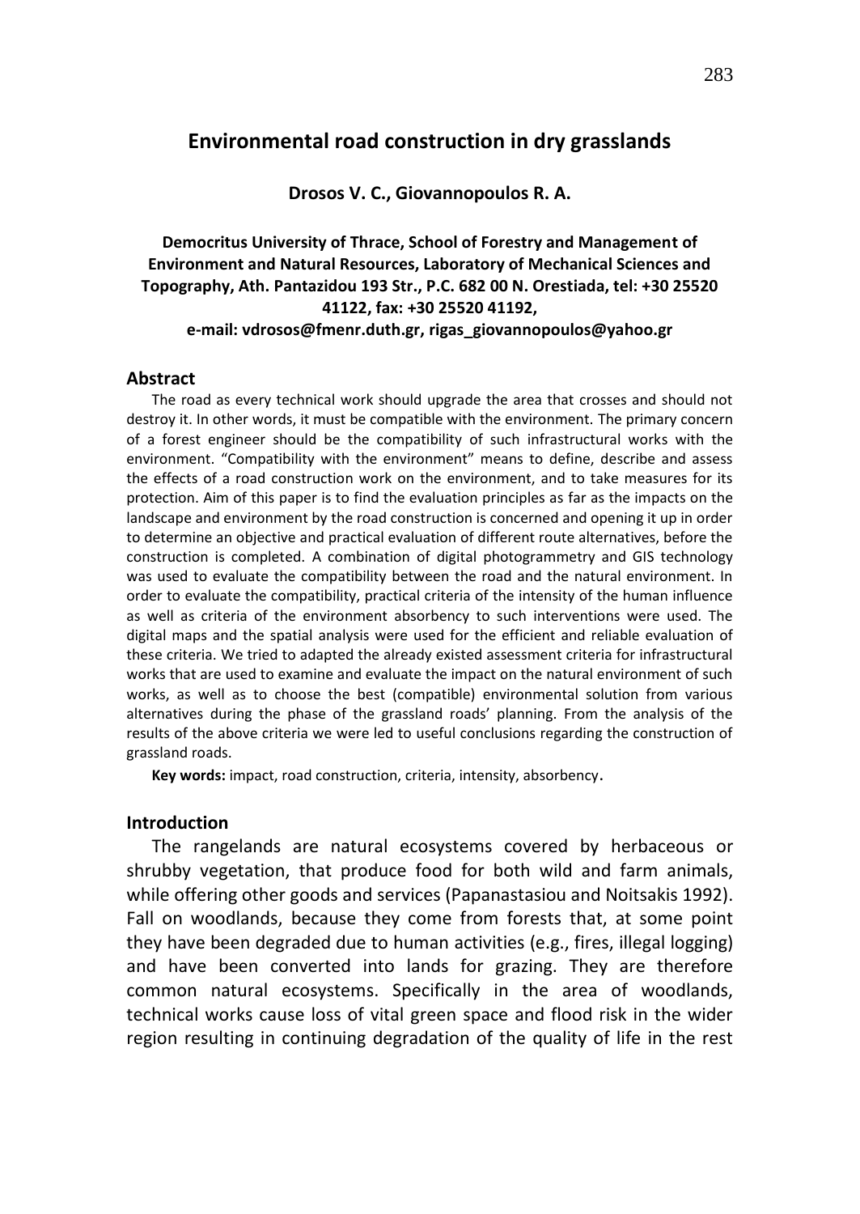# Environmental road construction in dry grasslands

**Drosos V. C., Giovannopoulos R. A.**

**Democritus University of Thrace, School of Forestry and Management of Environment and Natural Resources, Laboratory of Mechanical Sciences and Topography, Ath. Pantazidou 193 Str., P.C. 682 00 N. Orestiada, tel: +30 25520 41122, fax: +30 25520 41192,**
**e-mail: vdrosos@fmenr.duth.gr, rigas_giovannopoulos@yahoo.gr**

## Abstract

The road as every technical work should upgrade the area that crosses and should not destroy it. In other words, it must be compatible with the environment. The primary concern of a forest engineer should be the compatibility of such infrastructural works with the environment. "Compatibility with the environment" means to define, describe and assess the effects of a road construction work on the environment, and to take measures for its protection. Aim of this paper is to find the evaluation principles as far as the impacts on the landscape and environment by the road construction is concerned and opening it up in order to determine an objective and practical evaluation of different route alternatives, before the construction is completed. A combination of digital photogrammetry and GIS technology was used to evaluate the compatibility between the road and the natural environment. In order to evaluate the compatibility, practical criteria of the intensity of the human influence as well as criteria of the environment absorbency to such interventions were used. The digital maps and the spatial analysis were used for the efficient and reliable evaluation of these criteria. We tried to adapted the already existed assessment criteria for infrastructural works that are used to examine and evaluate the impact on the natural environment of such works, as well as to choose the best (compatible) environmental solution from various alternatives during the phase of the grassland roads' planning. From the analysis of the results of the above criteria we were led to useful conclusions regarding the construction of grassland roads.

**Key words:** impact, road construction, criteria, intensity, absorbency.

## Introduction

The rangelands are natural ecosystems covered by herbaceous or shrubby vegetation, that produce food for both wild and farm animals, while offering other goods and services (Papanastasiou and Noitsakis 1992). Fall on woodlands, because they come from forests that, at some point they have been degraded due to human activities (e.g., fires, illegal logging) and have been converted into lands for grazing. They are therefore common natural ecosystems. Specifically in the area of woodlands, technical works cause loss of vital green space and flood risk in the wider region resulting in continuing degradation of the quality of life in the rest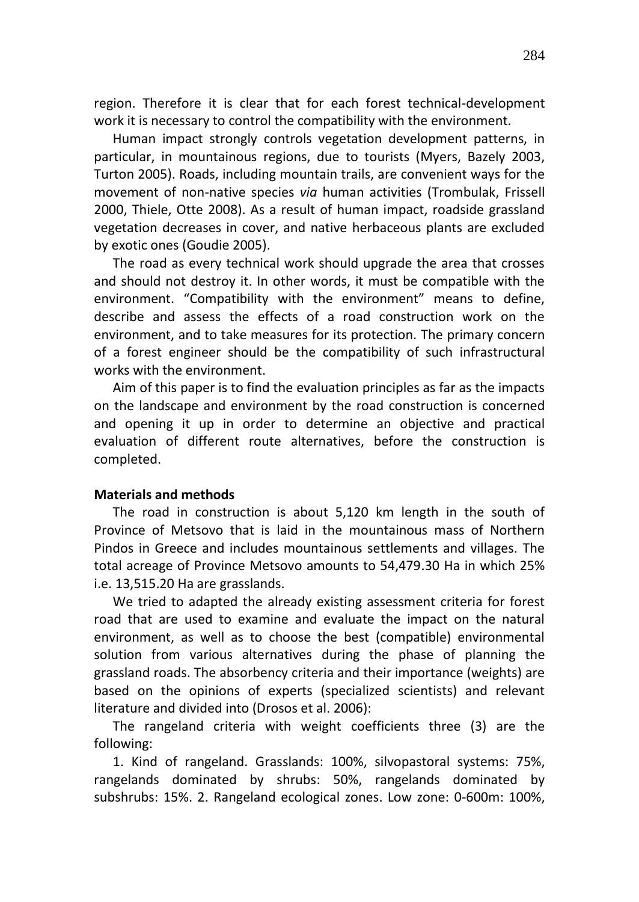region. Therefore it is clear that for each forest technical-development work it is necessary to control the compatibility with the environment.

Human impact strongly controls vegetation development patterns, in particular, in mountainous regions, due to tourists (Myers, Bazely 2003, Turton 2005). Roads, including mountain trails, are convenient ways for the movement of non-native species *via* human activities (Trombulak, Frissell 2000, Thiele, Otte 2008). As a result of human impact, roadside grassland vegetation decreases in cover, and native herbaceous plants are excluded by exotic ones (Goudie 2005).

The road as every technical work should upgrade the area that crosses and should not destroy it. In other words, it must be compatible with the environment. "Compatibility with the environment" means to define, describe and assess the effects of a road construction work on the environment, and to take measures for its protection. The primary concern of a forest engineer should be the compatibility of such infrastructural works with the environment.

Aim of this paper is to find the evaluation principles as far as the impacts on the landscape and environment by the road construction is concerned and opening it up in order to determine an objective and practical evaluation of different route alternatives, before the construction is completed.

**Materials and methods**

The road in construction is about 5,120 km length in the south of Province of Metsovo that is laid in the mountainous mass of Northern Pindos in Greece and includes mountainous settlements and villages. The total acreage of Province Metsovo amounts to 54,479.30 Ha in which 25% i.e. 13,515.20 Ha are grasslands.

We tried to adapted the already existing assessment criteria for forest road that are used to examine and evaluate the impact on the natural environment, as well as to choose the best (compatible) environmental solution from various alternatives during the phase of planning the grassland roads. The absorbency criteria and their importance (weights) are based on the opinions of experts (specialized scientists) and relevant literature and divided into (Drosos et al. 2006):

The rangeland criteria with weight coefficients three (3) are the following:

1. Kind of rangeland. Grasslands: 100%, silvopastoral systems: 75%, rangelands dominated by shrubs: 50%, rangelands dominated by subshrubs: 15%. 2. Rangeland ecological zones. Low zone: 0-600m: 100%,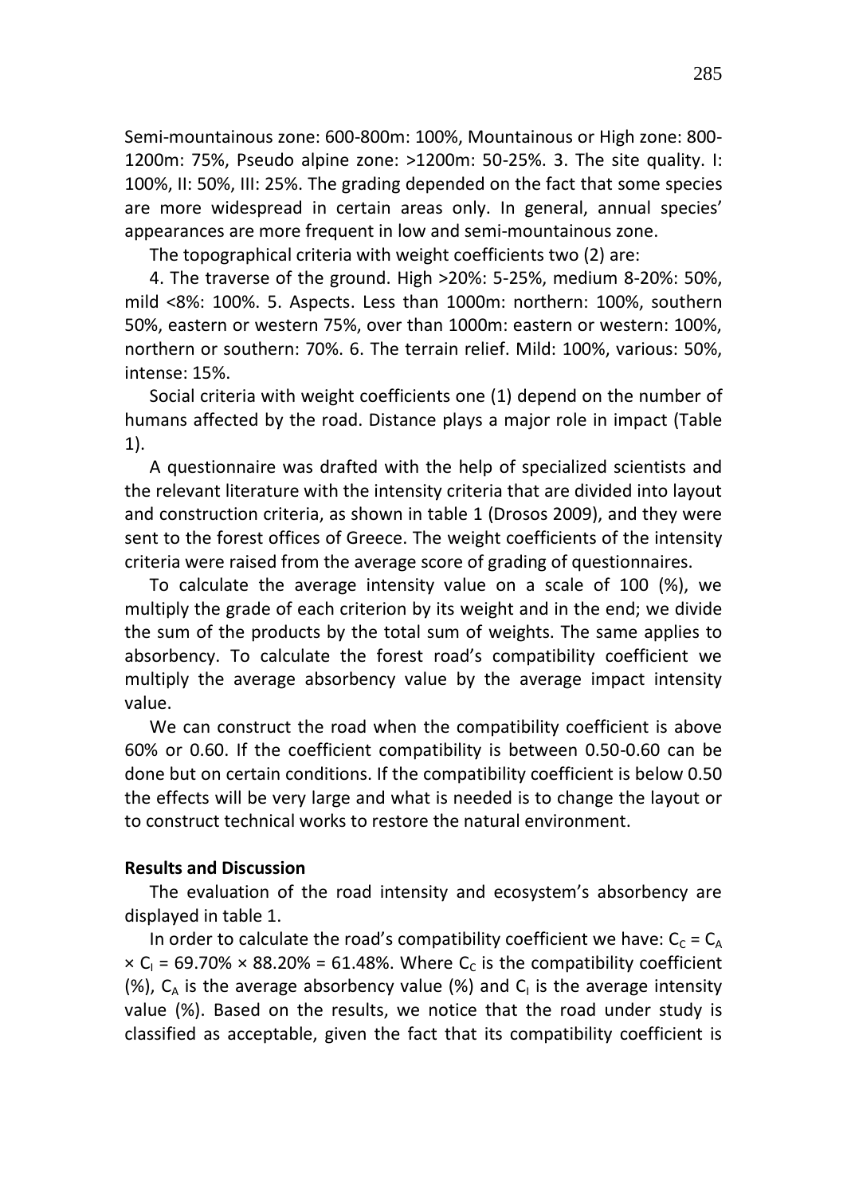Semi-mountainous zone: 600-800m: 100%, Mountainous or High zone: 800-1200m: 75%, Pseudo alpine zone: >1200m: 50-25%. 3. The site quality. I: 100%, II: 50%, III: 25%. The grading depended on the fact that some species are more widespread in certain areas only. In general, annual species' appearances are more frequent in low and semi-mountainous zone.

The topographical criteria with weight coefficients two (2) are:

4. The traverse of the ground. High >20%: 5-25%, medium 8-20%: 50%, mild <8%: 100%. 5. Aspects. Less than 1000m: northern: 100%, southern 50%, eastern or western 75%, over than 1000m: eastern or western: 100%, northern or southern: 70%. 6. The terrain relief. Mild: 100%, various: 50%, intense: 15%.

Social criteria with weight coefficients one (1) depend on the number of humans affected by the road. Distance plays a major role in impact (Table 1).

A questionnaire was drafted with the help of specialized scientists and the relevant literature with the intensity criteria that are divided into layout and construction criteria, as shown in table 1 (Drosos 2009), and they were sent to the forest offices of Greece. The weight coefficients of the intensity criteria were raised from the average score of grading of questionnaires.

To calculate the average intensity value on a scale of 100 (%), we multiply the grade of each criterion by its weight and in the end; we divide the sum of the products by the total sum of weights. The same applies to absorbency. To calculate the forest road's compatibility coefficient we multiply the average absorbency value by the average impact intensity value.

We can construct the road when the compatibility coefficient is above 60% or 0.60. If the coefficient compatibility is between 0.50-0.60 can be done but on certain conditions. If the compatibility coefficient is below 0.50 the effects will be very large and what is needed is to change the layout or to construct technical works to restore the natural environment.

## Results and Discussion

The evaluation of the road intensity and ecosystem's absorbency are displayed in table 1.

In order to calculate the road's compatibility coefficient we have: $C_C = C_A \times C_I = 69.70\% \times 88.20\% = 61.48\%$. Where $C_C$ is the compatibility coefficient (%), $C_A$ is the average absorbency value (%) and $C_I$ is the average intensity value (%). Based on the results, we notice that the road under study is classified as acceptable, given the fact that its compatibility coefficient is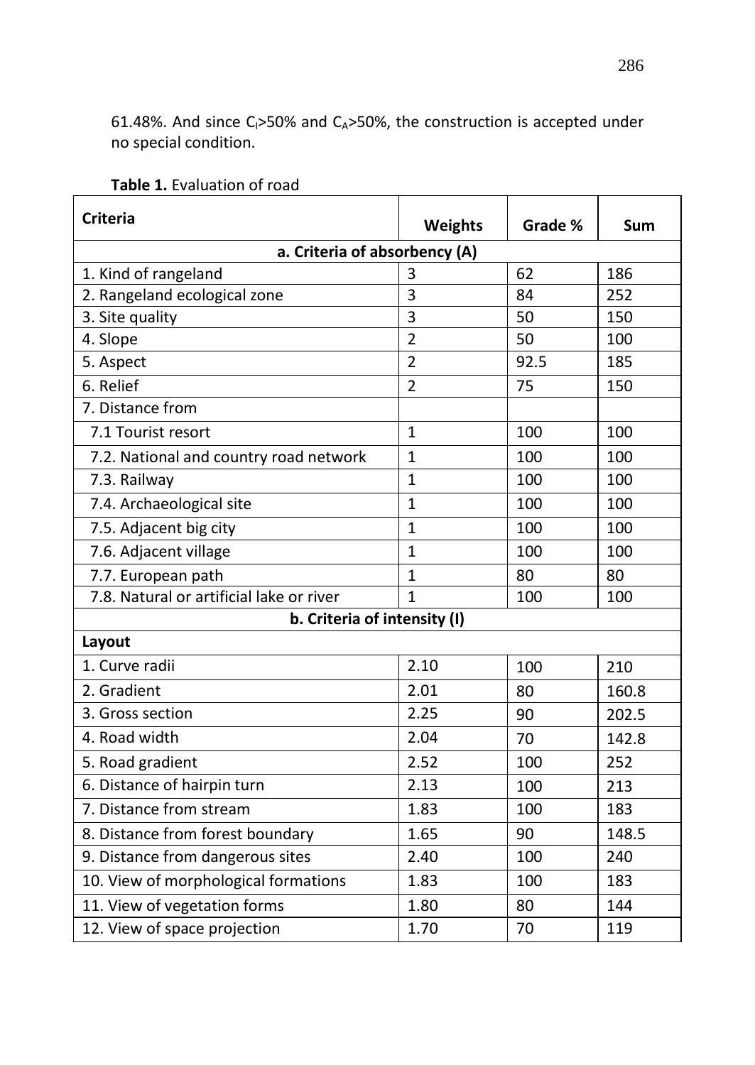61.48%. And since $C_I$>50% and $C_A$>50%, the construction is accepted under no special condition.

**Table 1.** Evaluation of road

| Criteria | Weights | Grade % | Sum |
|---|---|---|---|
| **a. Criteria of absorbency (A)** | | | |
| 1. Kind of rangeland | 3 | 62 | 186 |
| 2. Rangeland ecological zone | 3 | 84 | 252 |
| 3. Site quality | 3 | 50 | 150 |
| 4. Slope | 2 | 50 | 100 |
| 5. Aspect | 2 | 92.5 | 185 |
| 6. Relief | 2 | 75 | 150 |
| 7. Distance from | | | |
| 7.1 Tourist resort | 1 | 100 | 100 |
| 7.2. National and country road network | 1 | 100 | 100 |
| 7.3. Railway | 1 | 100 | 100 |
| 7.4. Archaeological site | 1 | 100 | 100 |
| 7.5. Adjacent big city | 1 | 100 | 100 |
| 7.6. Adjacent village | 1 | 100 | 100 |
| 7.7. European path | 1 | 80 | 80 |
| 7.8. Natural or artificial lake or river | 1 | 100 | 100 |
| **b. Criteria of intensity (I)** | | | |
| **Layout** | | | |
| 1. Curve radii | 2.10 | 100 | 210 |
| 2. Gradient | 2.01 | 80 | 160.8 |
| 3. Gross section | 2.25 | 90 | 202.5 |
| 4. Road width | 2.04 | 70 | 142.8 |
| 5. Road gradient | 2.52 | 100 | 252 |
| 6. Distance of hairpin turn | 2.13 | 100 | 213 |
| 7. Distance from stream | 1.83 | 100 | 183 |
| 8. Distance from forest boundary | 1.65 | 90 | 148.5 |
| 9. Distance from dangerous sites | 2.40 | 100 | 240 |
| 10. View of morphological formations | 1.83 | 100 | 183 |
| 11. View of vegetation forms | 1.80 | 80 | 144 |
| 12. View of space projection | 1.70 | 70 | 119 |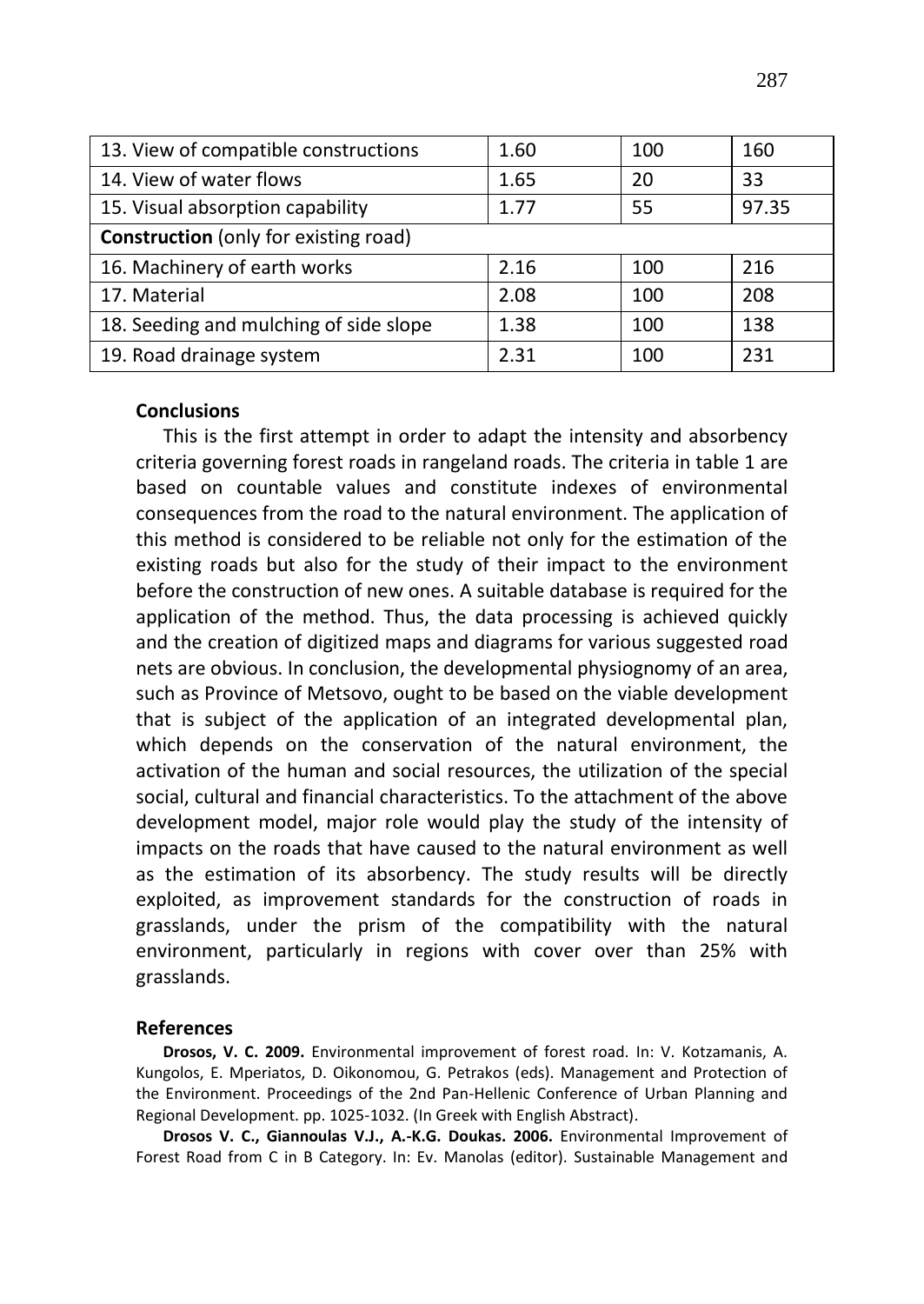| | | | |
|---|---|---|---|
| 13. View of compatible constructions | 1.60 | 100 | 160 |
| 14. View of water flows | 1.65 | 20 | 33 |
| 15. Visual absorption capability | 1.77 | 55 | 97.35 |
| **Construction** (only for existing road) | | | |
| 16. Machinery of earth works | 2.16 | 100 | 216 |
| 17. Material | 2.08 | 100 | 208 |
| 18. Seeding and mulching of side slope | 1.38 | 100 | 138 |
| 19. Road drainage system | 2.31 | 100 | 231 |

## Conclusions

This is the first attempt in order to adapt the intensity and absorbency criteria governing forest roads in rangeland roads. The criteria in table 1 are based on countable values and constitute indexes of environmental consequences from the road to the natural environment. The application of this method is considered to be reliable not only for the estimation of the existing roads but also for the study of their impact to the environment before the construction of new ones. A suitable database is required for the application of the method. Thus, the data processing is achieved quickly and the creation of digitized maps and diagrams for various suggested road nets are obvious. In conclusion, the developmental physiognomy of an area, such as Province of Metsovo, ought to be based on the viable development that is subject of the application of an integrated developmental plan, which depends on the conservation of the natural environment, the activation of the human and social resources, the utilization of the special social, cultural and financial characteristics. To the attachment of the above development model, major role would play the study of the intensity of impacts on the roads that have caused to the natural environment as well as the estimation of its absorbency. The study results will be directly exploited, as improvement standards for the construction of roads in grasslands, under the prism of the compatibility with the natural environment, particularly in regions with cover over than 25% with grasslands.

## References

**Drosos, V. C. 2009.** Environmental improvement of forest road. In: V. Kotzamanis, A. Kungolos, E. Mperiatos, D. Oikonomou, G. Petrakos (eds). Management and Protection of the Environment. Proceedings of the 2nd Pan-Hellenic Conference of Urban Planning and Regional Development. pp. 1025-1032. (In Greek with English Abstract).

**Drosos V. C., Giannoulas V.J., A.-K.G. Doukas. 2006.** Environmental Improvement of Forest Road from C in B Category. In: Ev. Manolas (editor). Sustainable Management and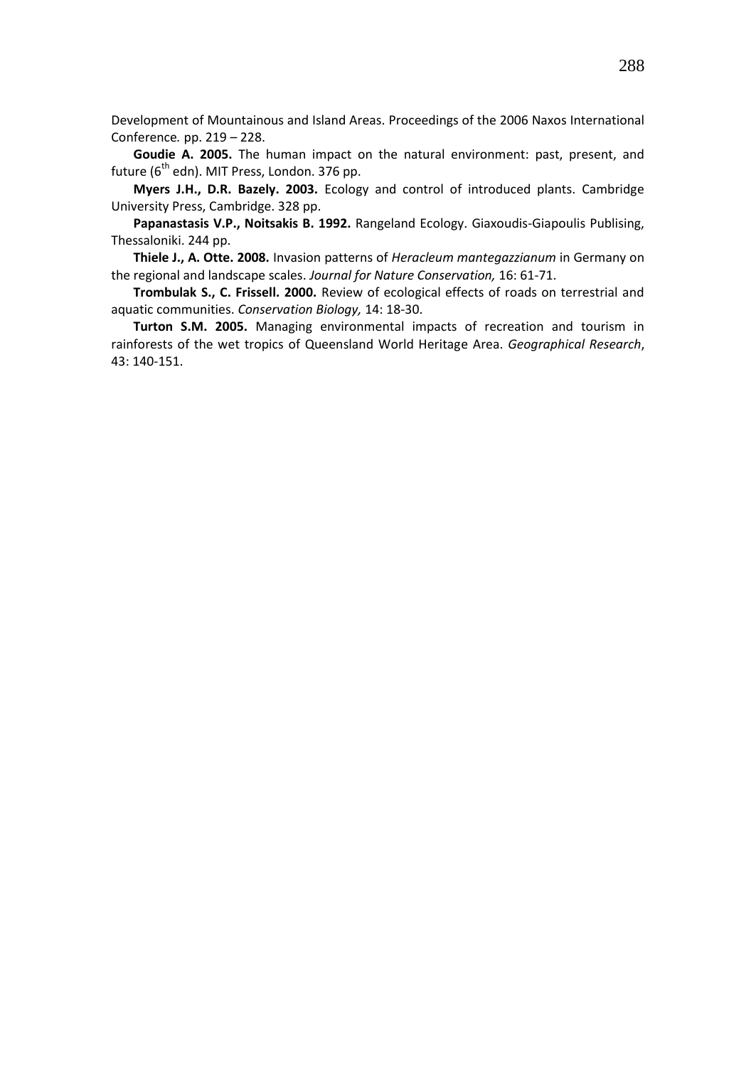Development of Mountainous and Island Areas. Proceedings of the 2006 Naxos International Conference*.* pp. 219 – 228.

**Goudie A. 2005.** The human impact on the natural environment: past, present, and future (6$^{th}$ edn). MIT Press, London. 376 pp.

**Myers J.H., D.R. Bazely. 2003.** Ecology and control of introduced plants. Cambridge University Press, Cambridge. 328 pp.

**Papanastasis V.P., Noitsakis B. 1992.** Rangeland Ecology. Giaxoudis-Giapoulis Publising, Thessaloniki. 244 pp.

**Thiele J., A. Otte. 2008.** Invasion patterns of *Heracleum mantegazzianum* in Germany on the regional and landscape scales. *Journal for Nature Conservation,* 16: 61-71.

**Trombulak S., C. Frissell. 2000.** Review of ecological effects of roads on terrestrial and aquatic communities. *Conservation Biology,* 14: 18-30.

**Turton S.M. 2005.** Managing environmental impacts of recreation and tourism in rainforests of the wet tropics of Queensland World Heritage Area. *Geographical Research*, 43: 140-151.